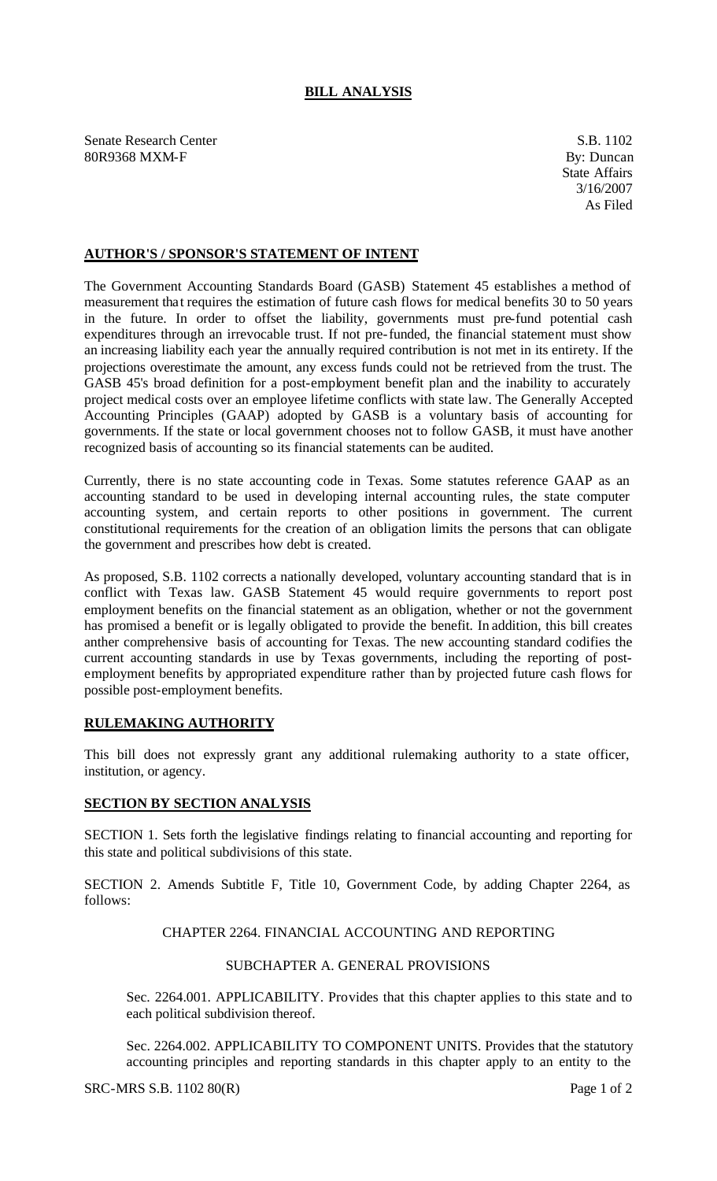# BILL ANALYSIS

Senate Research Center
80R9368 MXM-F

S.B. 1102
By: Duncan
State Affairs
3/16/2007
As Filed

## AUTHOR'S / SPONSOR'S STATEMENT OF INTENT

The Government Accounting Standards Board (GASB) Statement 45 establishes a method of measurement that requires the estimation of future cash flows for medical benefits 30 to 50 years in the future. In order to offset the liability, governments must pre-fund potential cash expenditures through an irrevocable trust. If not pre-funded, the financial statement must show an increasing liability each year the annually required contribution is not met in its entirety. If the projections overestimate the amount, any excess funds could not be retrieved from the trust. The GASB 45's broad definition for a post-employment benefit plan and the inability to accurately project medical costs over an employee lifetime conflicts with state law. The Generally Accepted Accounting Principles (GAAP) adopted by GASB is a voluntary basis of accounting for governments. If the state or local government chooses not to follow GASB, it must have another recognized basis of accounting so its financial statements can be audited.

Currently, there is no state accounting code in Texas. Some statutes reference GAAP as an accounting standard to be used in developing internal accounting rules, the state computer accounting system, and certain reports to other positions in government. The current constitutional requirements for the creation of an obligation limits the persons that can obligate the government and prescribes how debt is created.

As proposed, S.B. 1102 corrects a nationally developed, voluntary accounting standard that is in conflict with Texas law. GASB Statement 45 would require governments to report post employment benefits on the financial statement as an obligation, whether or not the government has promised a benefit or is legally obligated to provide the benefit. In addition, this bill creates anther comprehensive basis of accounting for Texas. The new accounting standard codifies the current accounting standards in use by Texas governments, including the reporting of post-employment benefits by appropriated expenditure rather than by projected future cash flows for possible post-employment benefits.

## RULEMAKING AUTHORITY

This bill does not expressly grant any additional rulemaking authority to a state officer, institution, or agency.

## SECTION BY SECTION ANALYSIS

SECTION 1. Sets forth the legislative findings relating to financial accounting and reporting for this state and political subdivisions of this state.

SECTION 2. Amends Subtitle F, Title 10, Government Code, by adding Chapter 2264, as follows:

CHAPTER 2264. FINANCIAL ACCOUNTING AND REPORTING

SUBCHAPTER A. GENERAL PROVISIONS

Sec. 2264.001. APPLICABILITY. Provides that this chapter applies to this state and to each political subdivision thereof.

Sec. 2264.002. APPLICABILITY TO COMPONENT UNITS. Provides that the statutory accounting principles and reporting standards in this chapter apply to an entity to the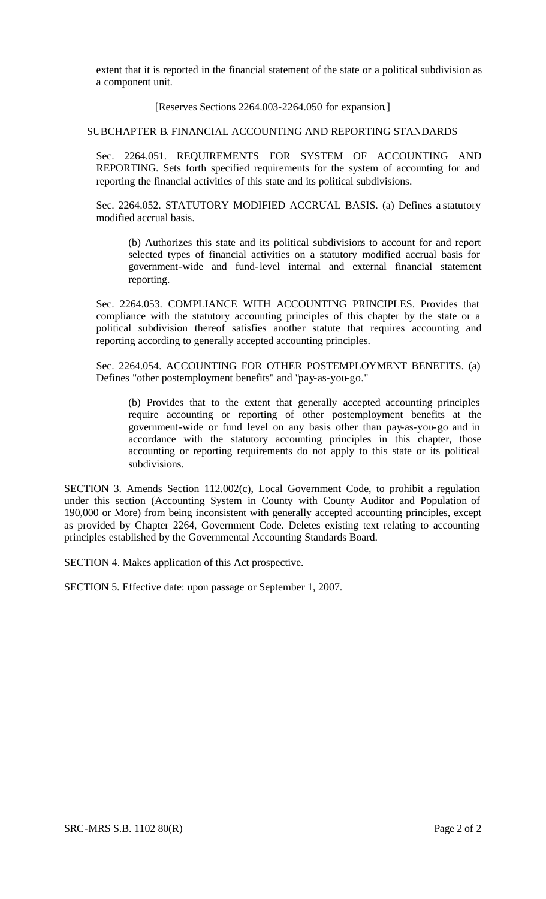extent that it is reported in the financial statement of the state or a political subdivision as a component unit.

[Reserves Sections 2264.003-2264.050 for expansion.]

SUBCHAPTER B. FINANCIAL ACCOUNTING AND REPORTING STANDARDS

Sec. 2264.051. REQUIREMENTS FOR SYSTEM OF ACCOUNTING AND REPORTING. Sets forth specified requirements for the system of accounting for and reporting the financial activities of this state and its political subdivisions.

Sec. 2264.052. STATUTORY MODIFIED ACCRUAL BASIS. (a) Defines a statutory modified accrual basis.

(b) Authorizes this state and its political subdivisions to account for and report selected types of financial activities on a statutory modified accrual basis for government-wide and fund-level internal and external financial statement reporting.

Sec. 2264.053. COMPLIANCE WITH ACCOUNTING PRINCIPLES. Provides that compliance with the statutory accounting principles of this chapter by the state or a political subdivision thereof satisfies another statute that requires accounting and reporting according to generally accepted accounting principles.

Sec. 2264.054. ACCOUNTING FOR OTHER POSTEMPLOYMENT BENEFITS. (a) Defines "other postemployment benefits" and "pay-as-you-go."

(b) Provides that to the extent that generally accepted accounting principles require accounting or reporting of other postemployment benefits at the government-wide or fund level on any basis other than pay-as-you-go and in accordance with the statutory accounting principles in this chapter, those accounting or reporting requirements do not apply to this state or its political subdivisions.

SECTION 3. Amends Section 112.002(c), Local Government Code, to prohibit a regulation under this section (Accounting System in County with County Auditor and Population of 190,000 or More) from being inconsistent with generally accepted accounting principles, except as provided by Chapter 2264, Government Code. Deletes existing text relating to accounting principles established by the Governmental Accounting Standards Board.

SECTION 4. Makes application of this Act prospective.

SECTION 5. Effective date: upon passage or September 1, 2007.